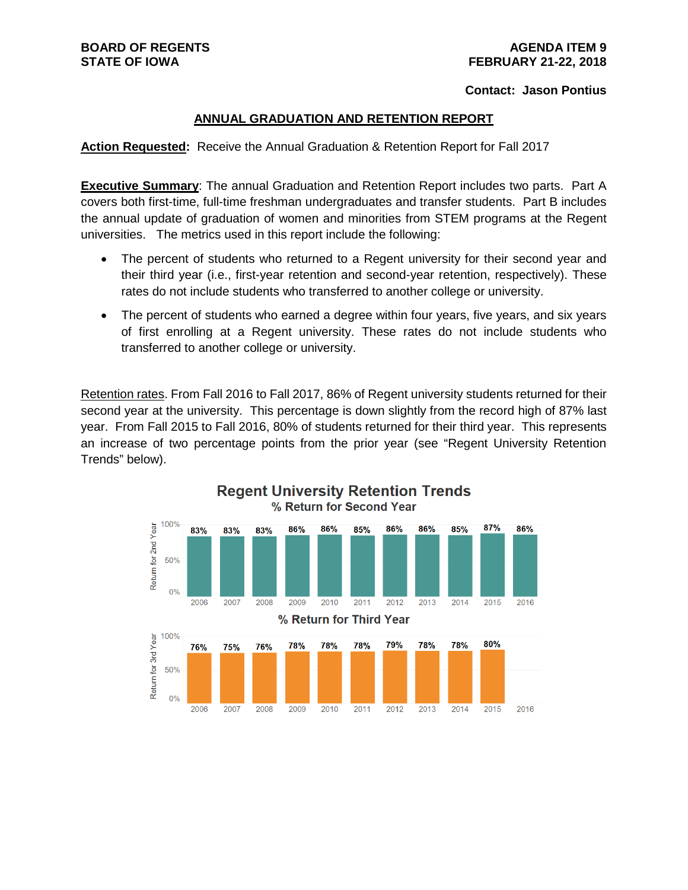**BOARD OF REGENTS**
**STATE OF IOWA**

**AGENDA ITEM 9**
**FEBRUARY 21-22, 2018**

**Contact: Jason Pontius**

## ANNUAL GRADUATION AND RETENTION REPORT

**Action Requested:** Receive the Annual Graduation & Retention Report for Fall 2017

**Executive Summary**: The annual Graduation and Retention Report includes two parts. Part A covers both first-time, full-time freshman undergraduates and transfer students. Part B includes the annual update of graduation of women and minorities from STEM programs at the Regent universities. The metrics used in this report include the following:

- The percent of students who returned to a Regent university for their second year and their third year (i.e., first-year retention and second-year retention, respectively). These rates do not include students who transferred to another college or university.
- The percent of students who earned a degree within four years, five years, and six years of first enrolling at a Regent university. These rates do not include students who transferred to another college or university.

Retention rates. From Fall 2016 to Fall 2017, 86% of Regent university students returned for their second year at the university. This percentage is down slightly from the record high of 87% last year. From Fall 2015 to Fall 2016, 80% of students returned for their third year. This represents an increase of two percentage points from the prior year (see "Regent University Retention Trends" below).

**Regent University Retention Trends**

% Return for Second Year

| 2006 | 2007 | 2008 | 2009 | 2010 | 2011 | 2012 | 2013 | 2014 | 2015 | 2016 |
|---|---|---|---|---|---|---|---|---|---|---|
| 83% | 83% | 83% | 86% | 86% | 85% | 86% | 86% | 85% | 87% | 86% |

% Return for Third Year

| 2006 | 2007 | 2008 | 2009 | 2010 | 2011 | 2012 | 2013 | 2014 | 2015 | 2016 |
|---|---|---|---|---|---|---|---|---|---|---|
| 76% | 75% | 76% | 78% | 78% | 78% | 79% | 78% | 78% | 80% | |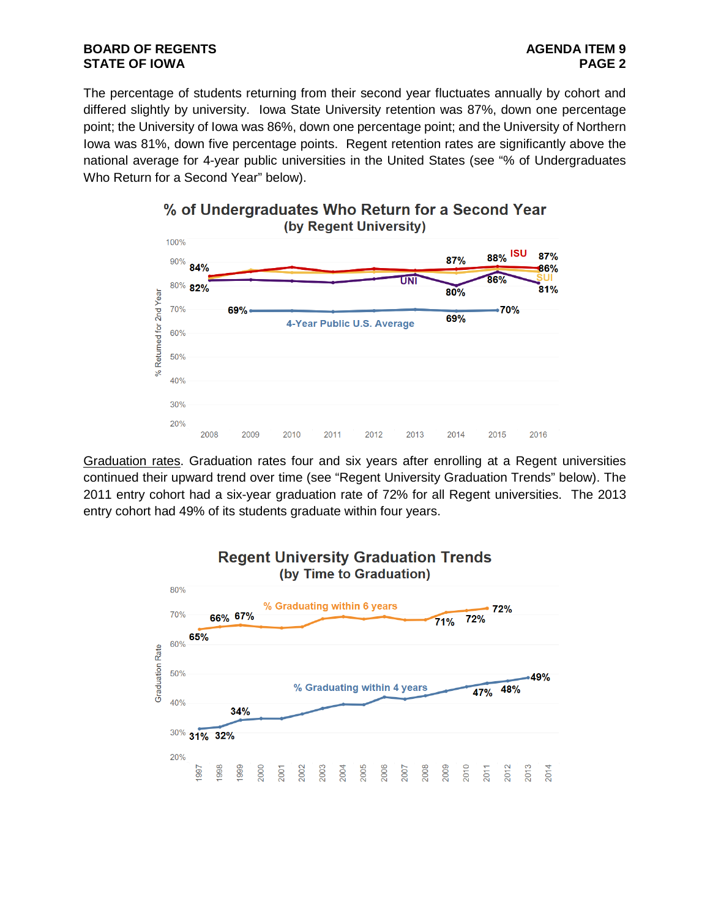The percentage of students returning from their second year fluctuates annually by cohort and differed slightly by university. Iowa State University retention was 87%, down one percentage point; the University of Iowa was 86%, down one percentage point; and the University of Northern Iowa was 81%, down five percentage points. Regent retention rates are significantly above the national average for 4-year public universities in the United States (see "% of Undergraduates Who Return for a Second Year" below).

**% of Undergraduates Who Return for a Second Year (by Regent University)**

<u>Graduation rates</u>. Graduation rates four and six years after enrolling at a Regent universities continued their upward trend over time (see "Regent University Graduation Trends" below). The 2011 entry cohort had a six-year graduation rate of 72% for all Regent universities. The 2013 entry cohort had 49% of its students graduate within four years.

**Regent University Graduation Trends (by Time to Graduation)**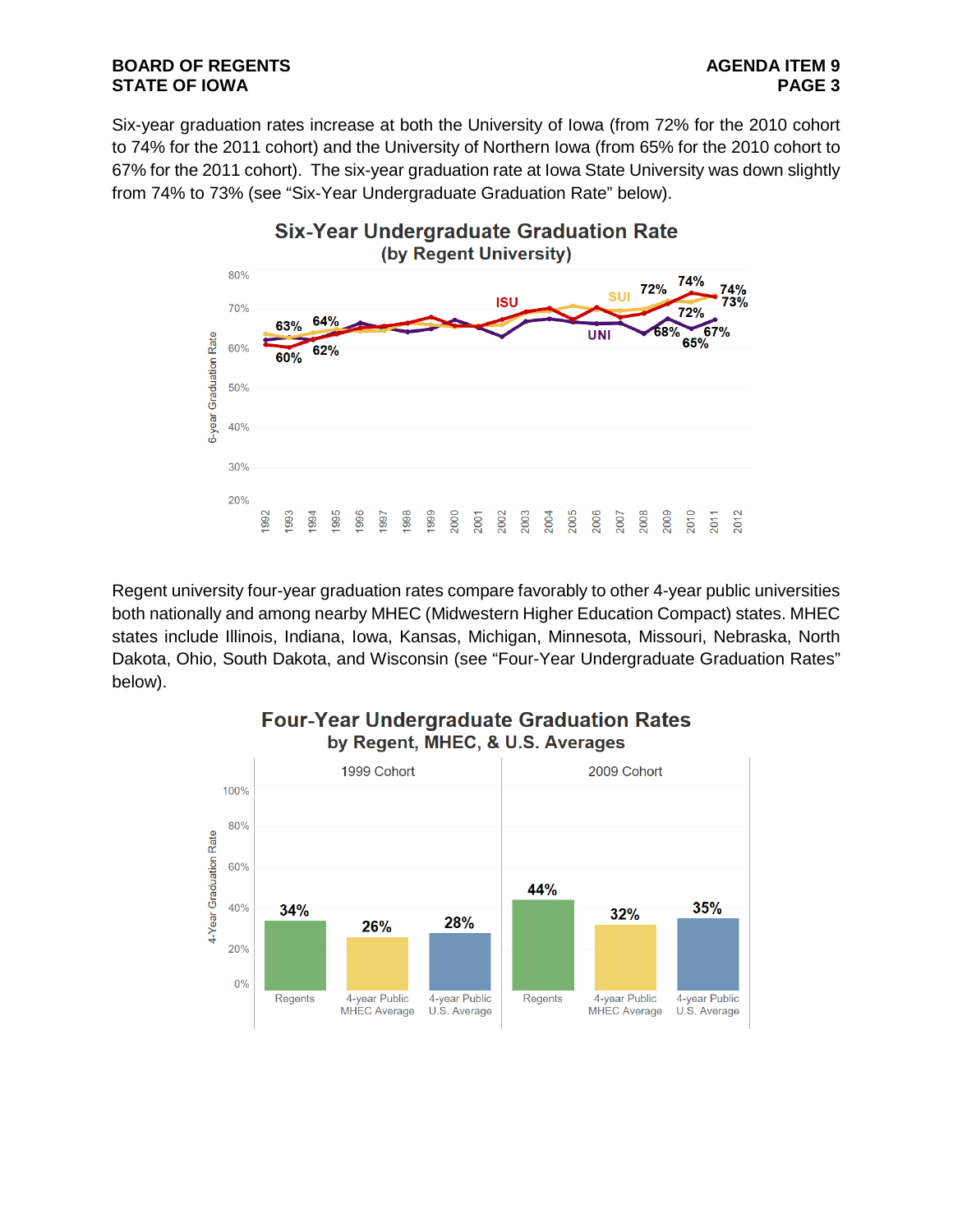Six-year graduation rates increase at both the University of Iowa (from 72% for the 2010 cohort to 74% for the 2011 cohort) and the University of Northern Iowa (from 65% for the 2010 cohort to 67% for the 2011 cohort). The six-year graduation rate at Iowa State University was down slightly from 74% to 73% (see "Six-Year Undergraduate Graduation Rate" below).

**Six-Year Undergraduate Graduation Rate**
**(by Regent University)**

Regent university four-year graduation rates compare favorably to other 4-year public universities both nationally and among nearby MHEC (Midwestern Higher Education Compact) states. MHEC states include Illinois, Indiana, Iowa, Kansas, Michigan, Minnesota, Missouri, Nebraska, North Dakota, Ohio, South Dakota, and Wisconsin (see "Four-Year Undergraduate Graduation Rates" below).

**Four-Year Undergraduate Graduation Rates**
**by Regent, MHEC, & U.S. Averages**

| Cohort | Regents | 4-year Public MHEC Average | 4-year Public U.S. Average |
|---|---|---|---|
| 1999 Cohort | 34% | 26% | 28% |
| 2009 Cohort | 44% | 32% | 35% |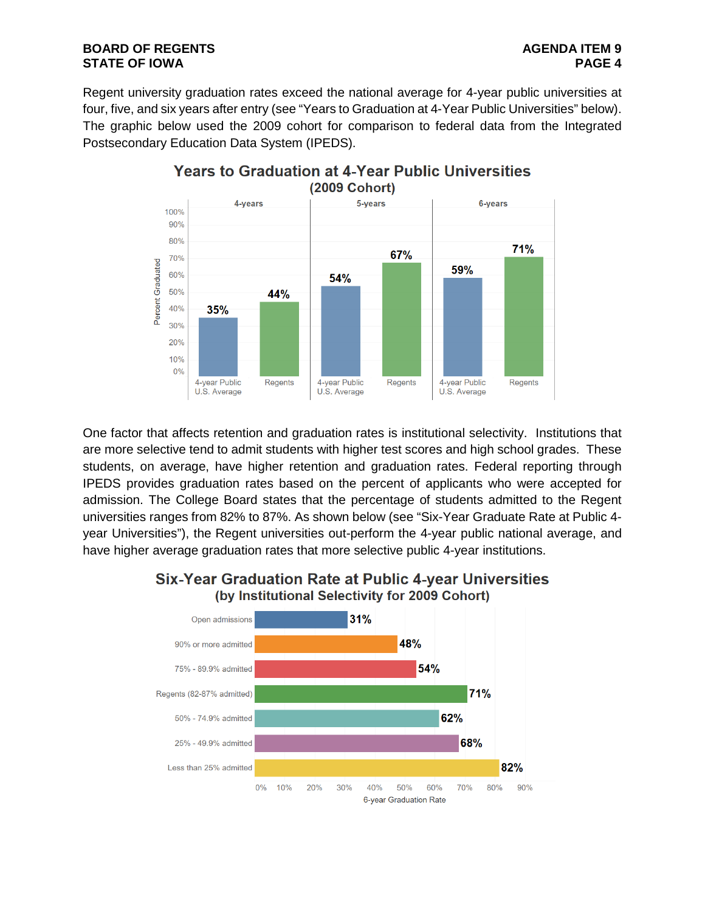Regent university graduation rates exceed the national average for 4-year public universities at four, five, and six years after entry (see "Years to Graduation at 4-Year Public Universities" below). The graphic below used the 2009 cohort for comparison to federal data from the Integrated Postsecondary Education Data System (IPEDS).

**Years to Graduation at 4-Year Public Universities (2009 Cohort)**

| Percent Graduated | 4-year Public U.S. Average | Regents |
|---|---|---|
| 4-years | 35% | 44% |
| 5-years | 54% | 67% |
| 6-years | 59% | 71% |

One factor that affects retention and graduation rates is institutional selectivity. Institutions that are more selective tend to admit students with higher test scores and high school grades. These students, on average, have higher retention and graduation rates. Federal reporting through IPEDS provides graduation rates based on the percent of applicants who were accepted for admission. The College Board states that the percentage of students admitted to the Regent universities ranges from 82% to 87%. As shown below (see "Six-Year Graduate Rate at Public 4-year Universities"), the Regent universities out-perform the 4-year public national average, and have higher average graduation rates that more selective public 4-year institutions.

**Six-Year Graduation Rate at Public 4-year Universities (by Institutional Selectivity for 2009 Cohort)**

| Selectivity | 6-year Graduation Rate |
|---|---|
| Open admissions | 31% |
| 90% or more admitted | 48% |
| 75% - 89.9% admitted | 54% |
| Regents (82-87% admitted) | 71% |
| 50% - 74.9% admitted | 62% |
| 25% - 49.9% admitted | 68% |
| Less than 25% admitted | 82% |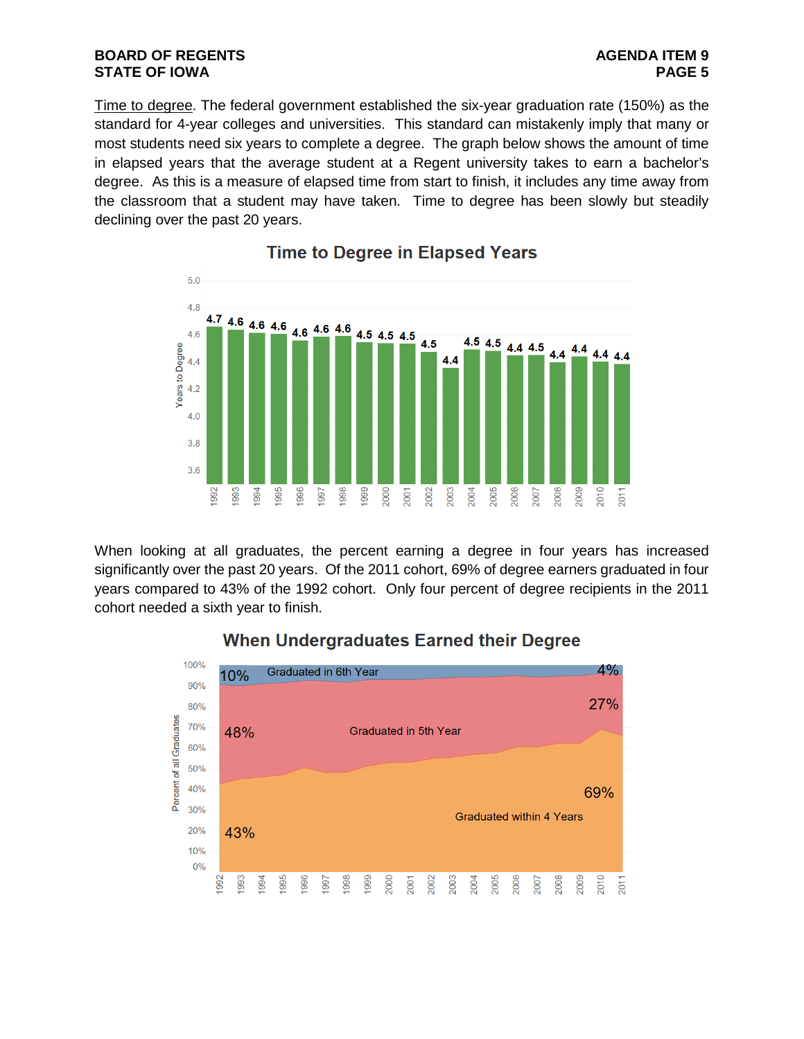Time to degree. The federal government established the six-year graduation rate (150%) as the standard for 4-year colleges and universities. This standard can mistakenly imply that many or most students need six years to complete a degree. The graph below shows the amount of time in elapsed years that the average student at a Regent university takes to earn a bachelor's degree. As this is a measure of elapsed time from start to finish, it includes any time away from the classroom that a student may have taken. Time to degree has been slowly but steadily declining over the past 20 years.

**Time to Degree in Elapsed Years**

| Year | Years to Degree |
|---|---|
| 1992 | 4.7 |
| 1993 | 4.6 |
| 1994 | 4.6 |
| 1995 | 4.6 |
| 1996 | 4.6 |
| 1997 | 4.6 |
| 1998 | 4.6 |
| 1999 | 4.5 |
| 2000 | 4.5 |
| 2001 | 4.5 |
| 2002 | 4.5 |
| 2003 | 4.4 |
| 2004 | 4.5 |
| 2005 | 4.5 |
| 2006 | 4.4 |
| 2007 | 4.5 |
| 2008 | 4.4 |
| 2009 | 4.4 |
| 2010 | 4.4 |
| 2011 | 4.4 |

When looking at all graduates, the percent earning a degree in four years has increased significantly over the past 20 years. Of the 2011 cohort, 69% of degree earners graduated in four years compared to 43% of the 1992 cohort. Only four percent of degree recipients in the 2011 cohort needed a sixth year to finish.

**When Undergraduates Earned their Degree**

| Cohort | Graduated within 4 Years | Graduated in 5th Year | Graduated in 6th Year |
|---|---|---|---|
| 1992 | 43% | 48% | 10% |
| 2011 | 69% | 27% | 4% |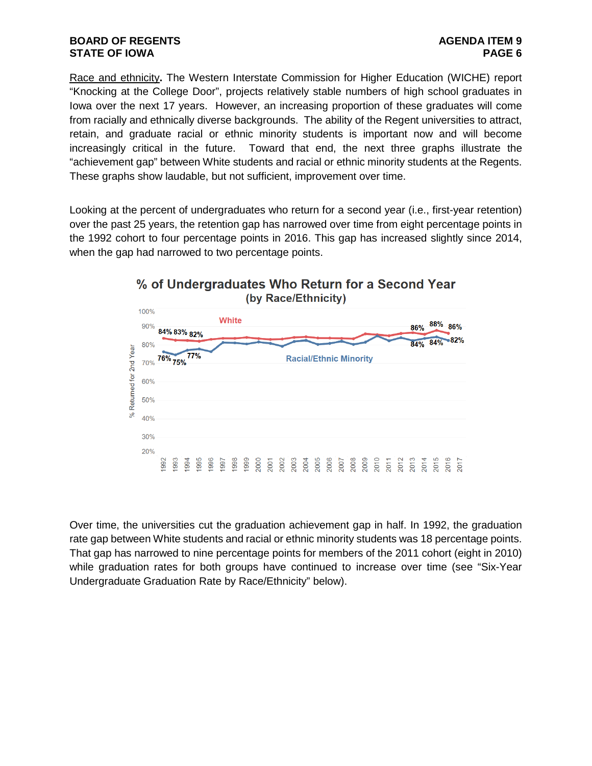Race and ethnicity. The Western Interstate Commission for Higher Education (WICHE) report "Knocking at the College Door", projects relatively stable numbers of high school graduates in Iowa over the next 17 years. However, an increasing proportion of these graduates will come from racially and ethnically diverse backgrounds. The ability of the Regent universities to attract, retain, and graduate racial or ethnic minority students is important now and will become increasingly critical in the future. Toward that end, the next three graphs illustrate the "achievement gap" between White students and racial or ethnic minority students at the Regents. These graphs show laudable, but not sufficient, improvement over time.

Looking at the percent of undergraduates who return for a second year (i.e., first-year retention) over the past 25 years, the retention gap has narrowed over time from eight percentage points in the 1992 cohort to four percentage points in 2016. This gap has increased slightly since 2014, when the gap had narrowed to two percentage points.

**% of Undergraduates Who Return for a Second Year (by Race/Ethnicity)**

| Cohort | White | Racial/Ethnic Minority |
|---|---|---|
| 1992 | 84% | 76% |
| 1993 | 83% | 75% |
| 1995 | 82% | 77% |
| 2013 | 86% | 84% |
| 2015 | 88% | 84% |
| 2016 | 86% | 82% |

Over time, the universities cut the graduation achievement gap in half. In 1992, the graduation rate gap between White students and racial or ethnic minority students was 18 percentage points. That gap has narrowed to nine percentage points for members of the 2011 cohort (eight in 2010) while graduation rates for both groups have continued to increase over time (see "Six-Year Undergraduate Graduation Rate by Race/Ethnicity" below).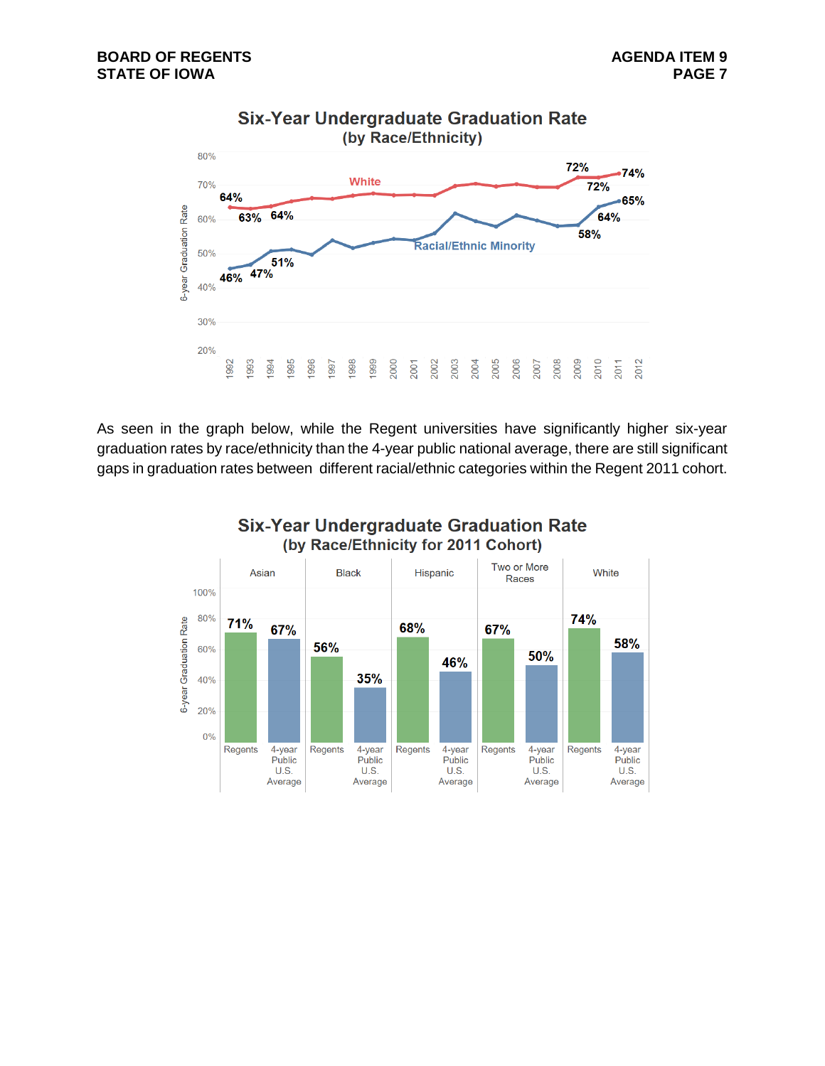## Six-Year Undergraduate Graduation Rate
### (by Race/Ethnicity)

| Year | White | Racial/Ethnic Minority |
|---|---|---|
| 1992 | 64% | 46% |
| 1993 | 63% | 47% |
| 1994 | 64% | 51% |
| 2009 | 72% | 58% |
| 2010 | 72% | 64% |
| 2011 | 74% | 65% |

As seen in the graph below, while the Regent universities have significantly higher six-year graduation rates by race/ethnicity than the 4-year public national average, there are still significant gaps in graduation rates between different racial/ethnic categories within the Regent 2011 cohort.

## Six-Year Undergraduate Graduation Rate
### (by Race/Ethnicity for 2011 Cohort)

| | Regents | 4-year Public U.S. Average |
|---|---|---|
| Asian | 71% | 67% |
| Black | 56% | 35% |
| Hispanic | 68% | 46% |
| Two or More Races | 67% | 50% |
| White | 74% | 58% |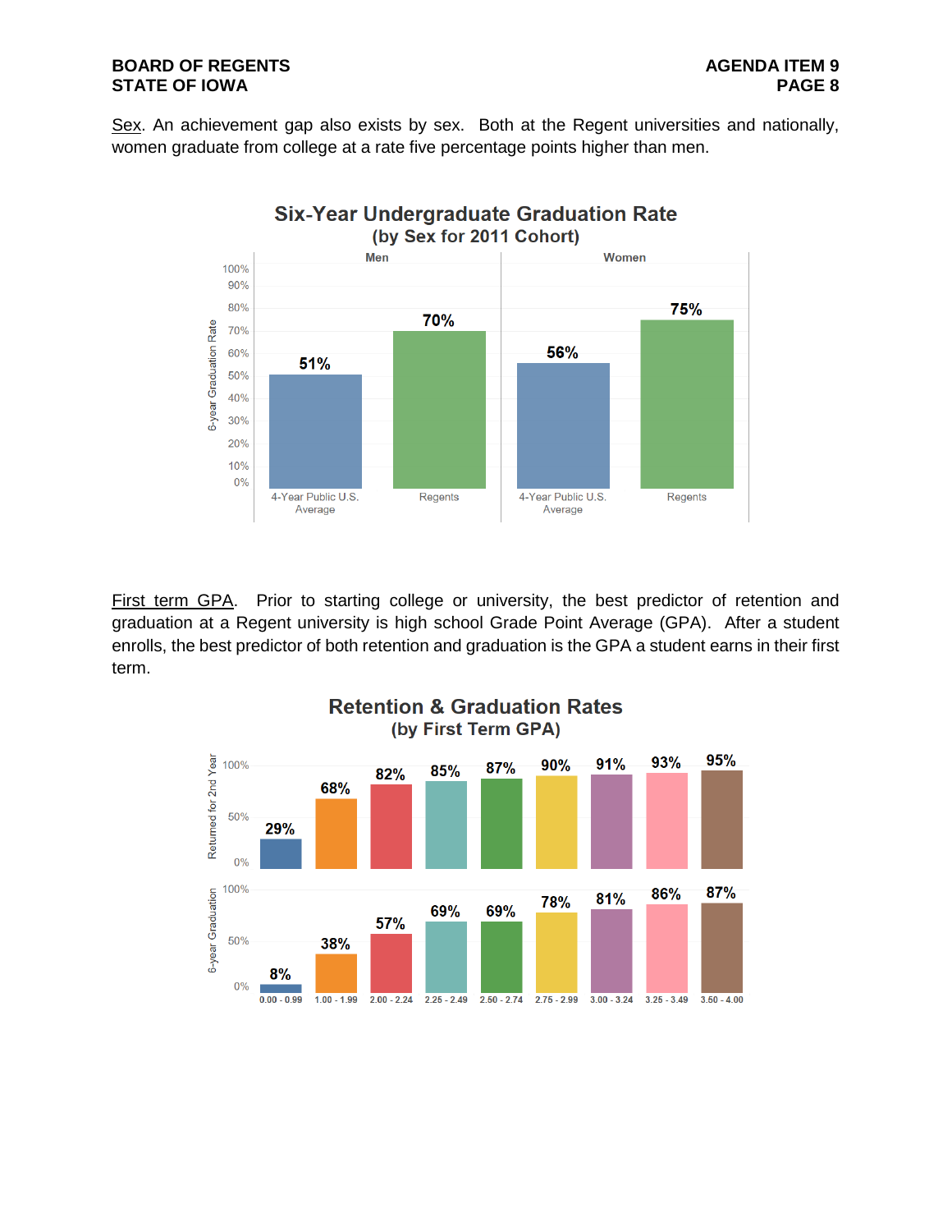Sex. An achievement gap also exists by sex. Both at the Regent universities and nationally, women graduate from college at a rate five percentage points higher than men.

**Six-Year Undergraduate Graduation Rate**
**(by Sex for 2011 Cohort)**

| | 4-Year Public U.S. Average | Regents |
|---|---|---|
| Men | 51% | 70% |
| Women | 56% | 75% |

First term GPA. Prior to starting college or university, the best predictor of retention and graduation at a Regent university is high school Grade Point Average (GPA). After a student enrolls, the best predictor of both retention and graduation is the GPA a student earns in their first term.

**Retention & Graduation Rates**
**(by First Term GPA)**

| First Term GPA | Returned for 2nd Year | 6-year Graduation |
|---|---|---|
| 0.00 - 0.99 | 29% | 8% |
| 1.00 - 1.99 | 68% | 38% |
| 2.00 - 2.24 | 82% | 57% |
| 2.25 - 2.49 | 85% | 69% |
| 2.50 - 2.74 | 87% | 69% |
| 2.75 - 2.99 | 90% | 78% |
| 3.00 - 3.24 | 91% | 81% |
| 3.25 - 3.49 | 93% | 86% |
| 3.50 - 4.00 | 95% | 87% |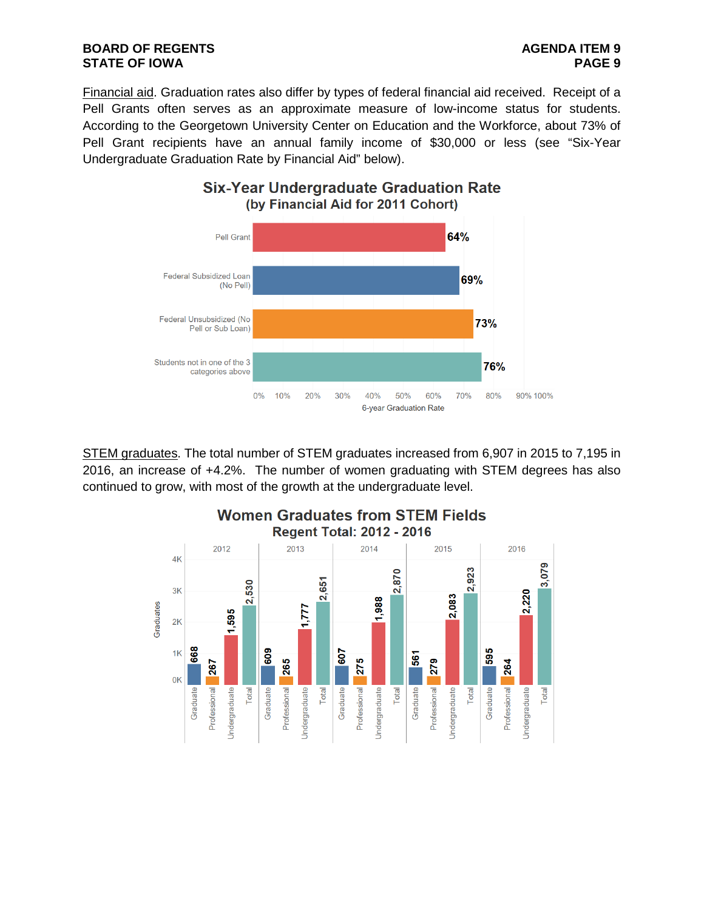Financial aid. Graduation rates also differ by types of federal financial aid received. Receipt of a Pell Grants often serves as an approximate measure of low-income status for students. According to the Georgetown University Center on Education and the Workforce, about 73% of Pell Grant recipients have an annual family income of $30,000 or less (see "Six-Year Undergraduate Graduation Rate by Financial Aid" below).

**Six-Year Undergraduate Graduation Rate**
**(by Financial Aid for 2011 Cohort)**

| Financial Aid Category | 6-year Graduation Rate |
| --- | --- |
| Pell Grant | 64% |
| Federal Subsidized Loan (No Pell) | 69% |
| Federal Unsubsidized (No Pell or Sub Loan) | 73% |
| Students not in one of the 3 categories above | 76% |

STEM graduates. The total number of STEM graduates increased from 6,907 in 2015 to 7,195 in 2016, an increase of +4.2%. The number of women graduating with STEM degrees has also continued to grow, with most of the growth at the undergraduate level.

**Women Graduates from STEM Fields**
**Regent Total: 2012 - 2016**

| Year | Graduate | Professional | Undergraduate | Total |
| --- | --- | --- | --- | --- |
| 2012 | 668 | 267 | 1,595 | 2,530 |
| 2013 | 609 | 265 | 1,777 | 2,651 |
| 2014 | 607 | 275 | 1,988 | 2,870 |
| 2015 | 561 | 279 | 2,083 | 2,923 |
| 2016 | 595 | 264 | 2,220 | 3,079 |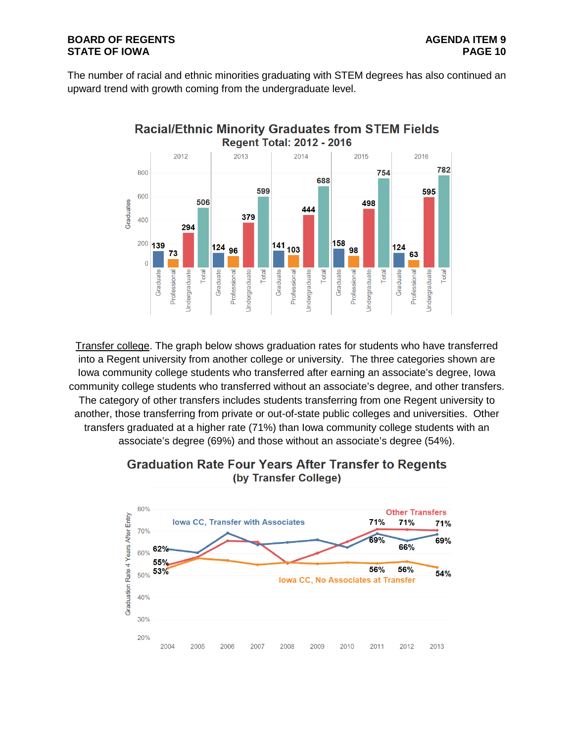The number of racial and ethnic minorities graduating with STEM degrees has also continued an upward trend with growth coming from the undergraduate level.

**Racial/Ethnic Minority Graduates from STEM Fields**
**Regent Total: 2012 - 2016**

| Year | Graduate | Professional | Undergraduate | Total |
|---|---|---|---|---|
| 2012 | 139 | 73 | 294 | 506 |
| 2013 | 124 | 96 | 379 | 599 |
| 2014 | 141 | 103 | 444 | 688 |
| 2015 | 158 | 98 | 498 | 754 |
| 2016 | 124 | 63 | 595 | 782 |

Transfer college. The graph below shows graduation rates for students who have transferred into a Regent university from another college or university. The three categories shown are Iowa community college students who transferred after earning an associate's degree, Iowa community college students who transferred without an associate's degree, and other transfers. The category of other transfers includes students transferring from one Regent university to another, those transferring from private or out-of-state public colleges and universities. Other transfers graduated at a higher rate (71%) than Iowa community college students with an associate's degree (69%) and those without an associate's degree (54%).

**Graduation Rate Four Years After Transfer to Regents**
**(by Transfer College)**

| Entry Year | Iowa CC, Transfer with Associates | Other Transfers | Iowa CC, No Associates at Transfer |
|---|---|---|---|
| 2004 | 62% | 55% | 53% |
| 2011 | 69% | 71% | 56% |
| 2012 | 66% | 71% | 56% |
| 2013 | 69% | 71% | 54% |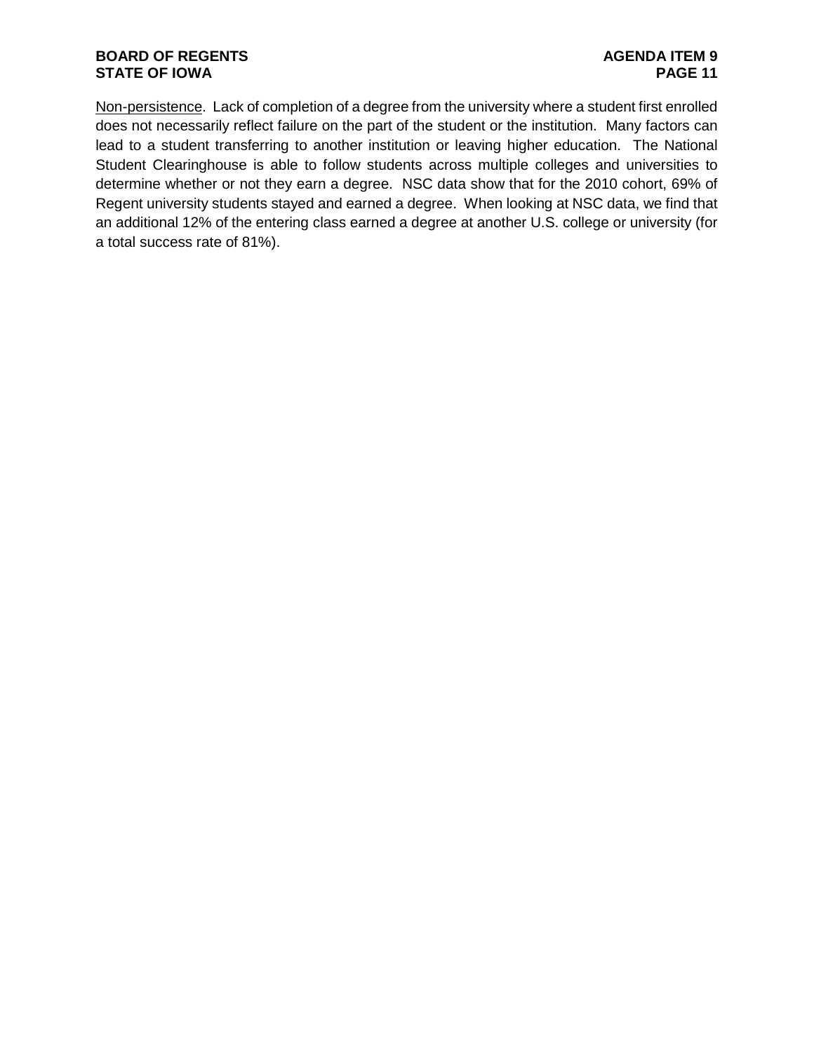<u>Non-persistence</u>. Lack of completion of a degree from the university where a student first enrolled does not necessarily reflect failure on the part of the student or the institution. Many factors can lead to a student transferring to another institution or leaving higher education. The National Student Clearinghouse is able to follow students across multiple colleges and universities to determine whether or not they earn a degree. NSC data show that for the 2010 cohort, 69% of Regent university students stayed and earned a degree. When looking at NSC data, we find that an additional 12% of the entering class earned a degree at another U.S. college or university (for a total success rate of 81%).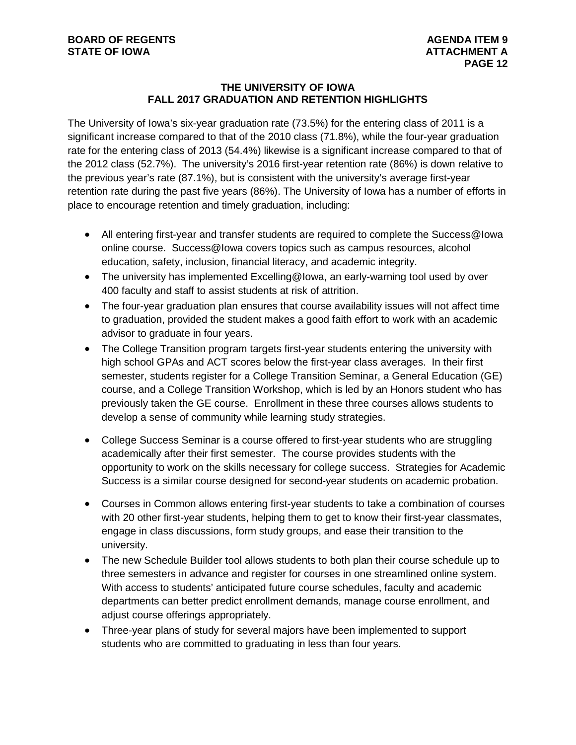## THE UNIVERSITY OF IOWA
## FALL 2017 GRADUATION AND RETENTION HIGHLIGHTS

The University of Iowa's six-year graduation rate (73.5%) for the entering class of 2011 is a significant increase compared to that of the 2010 class (71.8%), while the four-year graduation rate for the entering class of 2013 (54.4%) likewise is a significant increase compared to that of the 2012 class (52.7%). The university's 2016 first-year retention rate (86%) is down relative to the previous year's rate (87.1%), but is consistent with the university's average first-year retention rate during the past five years (86%). The University of Iowa has a number of efforts in place to encourage retention and timely graduation, including:

- All entering first-year and transfer students are required to complete the Success@Iowa online course. Success@Iowa covers topics such as campus resources, alcohol education, safety, inclusion, financial literacy, and academic integrity.
- The university has implemented Excelling@Iowa, an early-warning tool used by over 400 faculty and staff to assist students at risk of attrition.
- The four-year graduation plan ensures that course availability issues will not affect time to graduation, provided the student makes a good faith effort to work with an academic advisor to graduate in four years.
- The College Transition program targets first-year students entering the university with high school GPAs and ACT scores below the first-year class averages. In their first semester, students register for a College Transition Seminar, a General Education (GE) course, and a College Transition Workshop, which is led by an Honors student who has previously taken the GE course. Enrollment in these three courses allows students to develop a sense of community while learning study strategies.
- College Success Seminar is a course offered to first-year students who are struggling academically after their first semester. The course provides students with the opportunity to work on the skills necessary for college success. Strategies for Academic Success is a similar course designed for second-year students on academic probation.
- Courses in Common allows entering first-year students to take a combination of courses with 20 other first-year students, helping them to get to know their first-year classmates, engage in class discussions, form study groups, and ease their transition to the university.
- The new Schedule Builder tool allows students to both plan their course schedule up to three semesters in advance and register for courses in one streamlined online system. With access to students' anticipated future course schedules, faculty and academic departments can better predict enrollment demands, manage course enrollment, and adjust course offerings appropriately.
- Three-year plans of study for several majors have been implemented to support students who are committed to graduating in less than four years.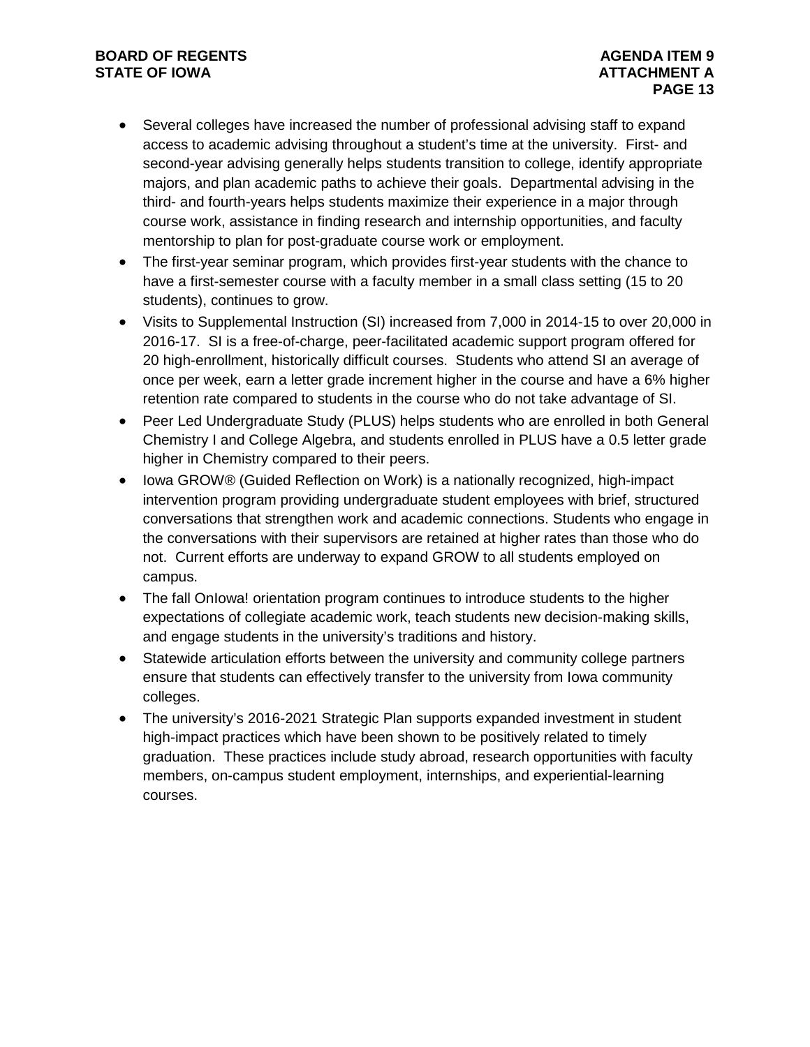- Several colleges have increased the number of professional advising staff to expand access to academic advising throughout a student's time at the university. First- and second-year advising generally helps students transition to college, identify appropriate majors, and plan academic paths to achieve their goals. Departmental advising in the third- and fourth-years helps students maximize their experience in a major through course work, assistance in finding research and internship opportunities, and faculty mentorship to plan for post-graduate course work or employment.
- The first-year seminar program, which provides first-year students with the chance to have a first-semester course with a faculty member in a small class setting (15 to 20 students), continues to grow.
- Visits to Supplemental Instruction (SI) increased from 7,000 in 2014-15 to over 20,000 in 2016-17. SI is a free-of-charge, peer-facilitated academic support program offered for 20 high-enrollment, historically difficult courses. Students who attend SI an average of once per week, earn a letter grade increment higher in the course and have a 6% higher retention rate compared to students in the course who do not take advantage of SI.
- Peer Led Undergraduate Study (PLUS) helps students who are enrolled in both General Chemistry I and College Algebra, and students enrolled in PLUS have a 0.5 letter grade higher in Chemistry compared to their peers.
- Iowa GROW® (Guided Reflection on Work) is a nationally recognized, high-impact intervention program providing undergraduate student employees with brief, structured conversations that strengthen work and academic connections. Students who engage in the conversations with their supervisors are retained at higher rates than those who do not. Current efforts are underway to expand GROW to all students employed on campus.
- The fall OnIowa! orientation program continues to introduce students to the higher expectations of collegiate academic work, teach students new decision-making skills, and engage students in the university's traditions and history.
- Statewide articulation efforts between the university and community college partners ensure that students can effectively transfer to the university from Iowa community colleges.
- The university's 2016-2021 Strategic Plan supports expanded investment in student high-impact practices which have been shown to be positively related to timely graduation. These practices include study abroad, research opportunities with faculty members, on-campus student employment, internships, and experiential-learning courses.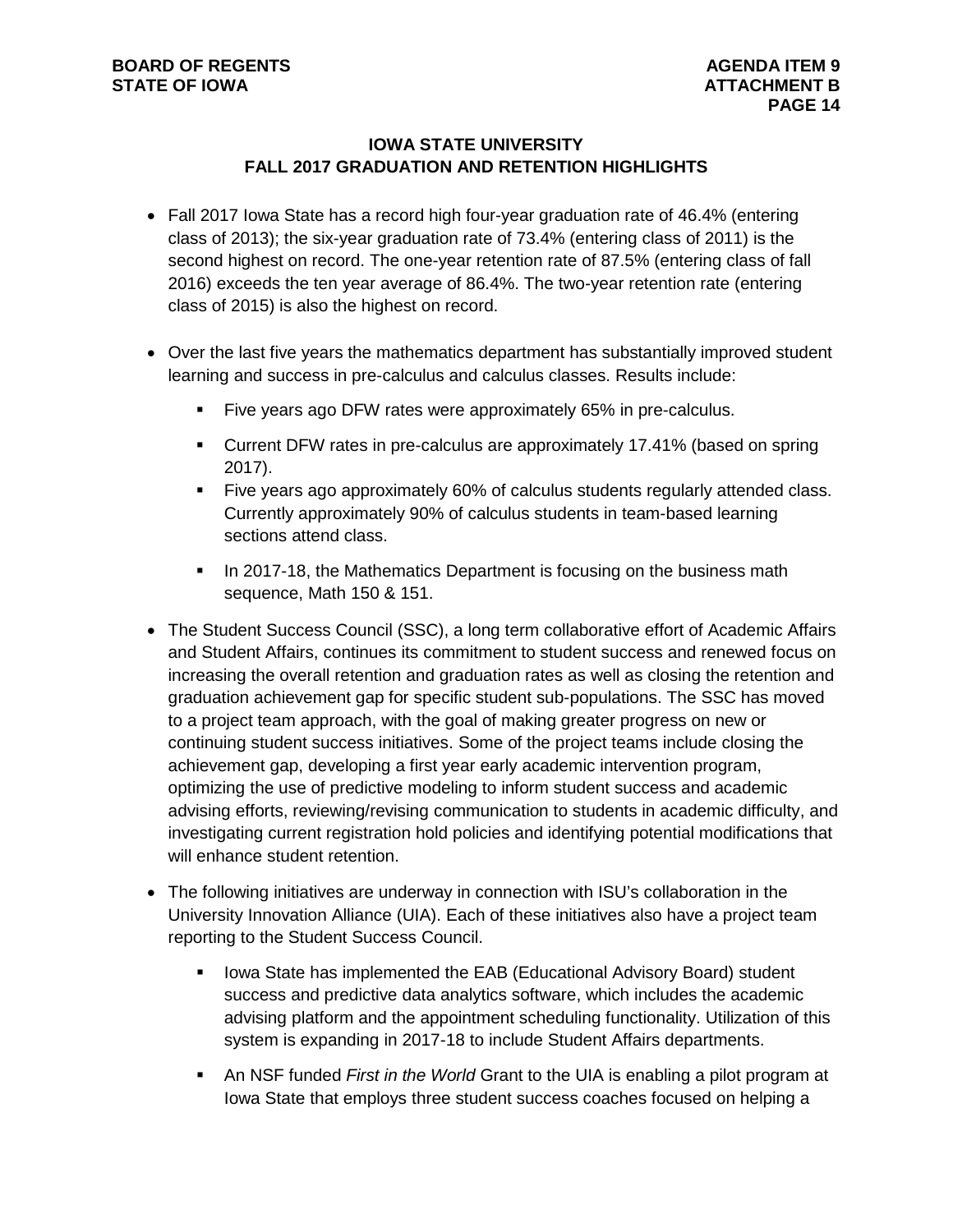## IOWA STATE UNIVERSITY
## FALL 2017 GRADUATION AND RETENTION HIGHLIGHTS

- Fall 2017 Iowa State has a record high four-year graduation rate of 46.4% (entering class of 2013); the six-year graduation rate of 73.4% (entering class of 2011) is the second highest on record. The one-year retention rate of 87.5% (entering class of fall 2016) exceeds the ten year average of 86.4%. The two-year retention rate (entering class of 2015) is also the highest on record.

- Over the last five years the mathematics department has substantially improved student learning and success in pre-calculus and calculus classes. Results include:
  - Five years ago DFW rates were approximately 65% in pre-calculus.
  - Current DFW rates in pre-calculus are approximately 17.41% (based on spring 2017).
  - Five years ago approximately 60% of calculus students regularly attended class. Currently approximately 90% of calculus students in team-based learning sections attend class.
  - In 2017-18, the Mathematics Department is focusing on the business math sequence, Math 150 & 151.

- The Student Success Council (SSC), a long term collaborative effort of Academic Affairs and Student Affairs, continues its commitment to student success and renewed focus on increasing the overall retention and graduation rates as well as closing the retention and graduation achievement gap for specific student sub-populations. The SSC has moved to a project team approach, with the goal of making greater progress on new or continuing student success initiatives. Some of the project teams include closing the achievement gap, developing a first year early academic intervention program, optimizing the use of predictive modeling to inform student success and academic advising efforts, reviewing/revising communication to students in academic difficulty, and investigating current registration hold policies and identifying potential modifications that will enhance student retention.

- The following initiatives are underway in connection with ISU's collaboration in the University Innovation Alliance (UIA). Each of these initiatives also have a project team reporting to the Student Success Council.
  - Iowa State has implemented the EAB (Educational Advisory Board) student success and predictive data analytics software, which includes the academic advising platform and the appointment scheduling functionality. Utilization of this system is expanding in 2017-18 to include Student Affairs departments.
  - An NSF funded *First in the World* Grant to the UIA is enabling a pilot program at Iowa State that employs three student success coaches focused on helping a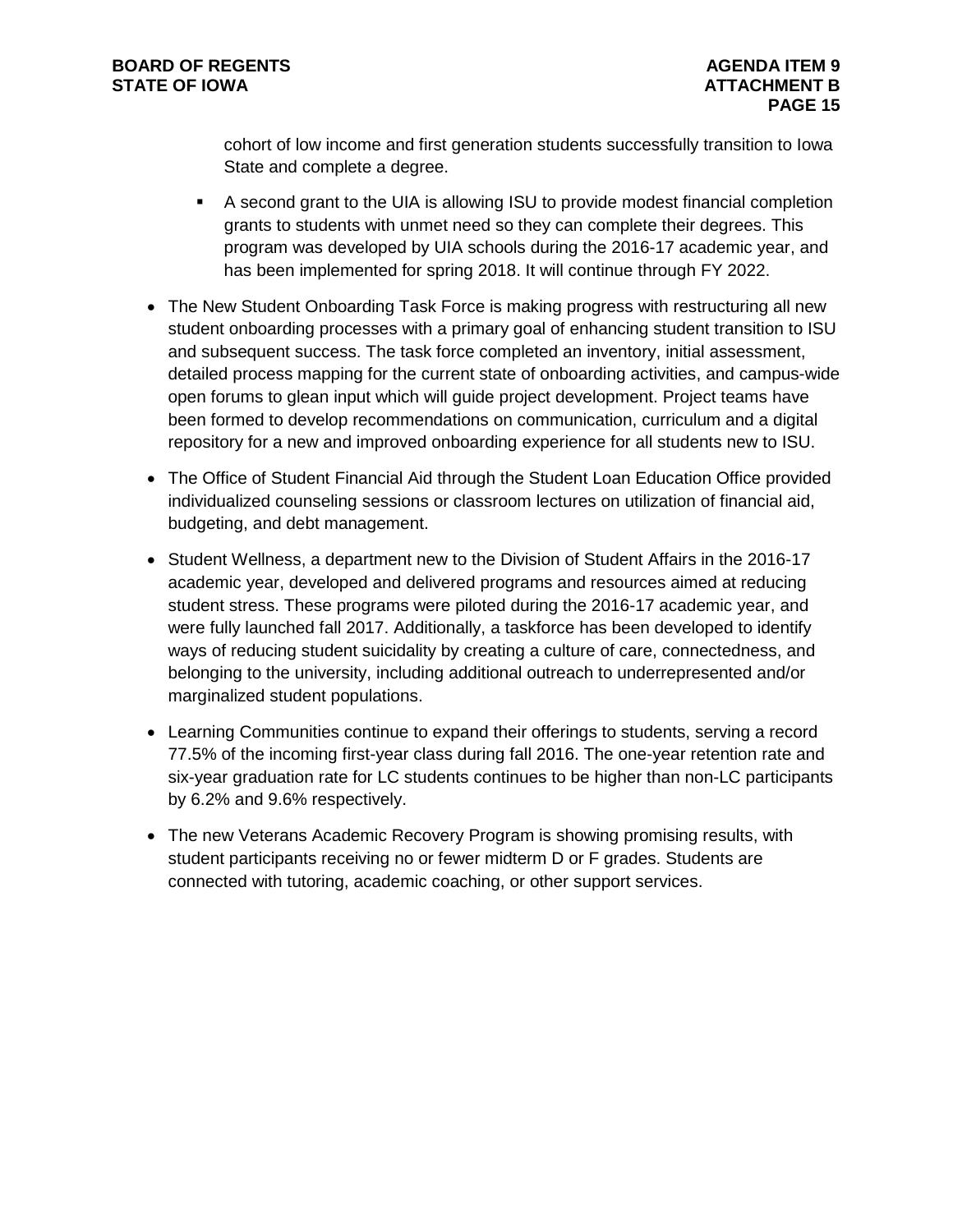cohort of low income and first generation students successfully transition to Iowa State and complete a degree.

  - A second grant to the UIA is allowing ISU to provide modest financial completion grants to students with unmet need so they can complete their degrees. This program was developed by UIA schools during the 2016-17 academic year, and has been implemented for spring 2018. It will continue through FY 2022.

- The New Student Onboarding Task Force is making progress with restructuring all new student onboarding processes with a primary goal of enhancing student transition to ISU and subsequent success. The task force completed an inventory, initial assessment, detailed process mapping for the current state of onboarding activities, and campus-wide open forums to glean input which will guide project development. Project teams have been formed to develop recommendations on communication, curriculum and a digital repository for a new and improved onboarding experience for all students new to ISU.

- The Office of Student Financial Aid through the Student Loan Education Office provided individualized counseling sessions or classroom lectures on utilization of financial aid, budgeting, and debt management.

- Student Wellness, a department new to the Division of Student Affairs in the 2016-17 academic year, developed and delivered programs and resources aimed at reducing student stress. These programs were piloted during the 2016-17 academic year, and were fully launched fall 2017. Additionally, a taskforce has been developed to identify ways of reducing student suicidality by creating a culture of care, connectedness, and belonging to the university, including additional outreach to underrepresented and/or marginalized student populations.

- Learning Communities continue to expand their offerings to students, serving a record 77.5% of the incoming first-year class during fall 2016. The one-year retention rate and six-year graduation rate for LC students continues to be higher than non-LC participants by 6.2% and 9.6% respectively.

- The new Veterans Academic Recovery Program is showing promising results, with student participants receiving no or fewer midterm D or F grades. Students are connected with tutoring, academic coaching, or other support services.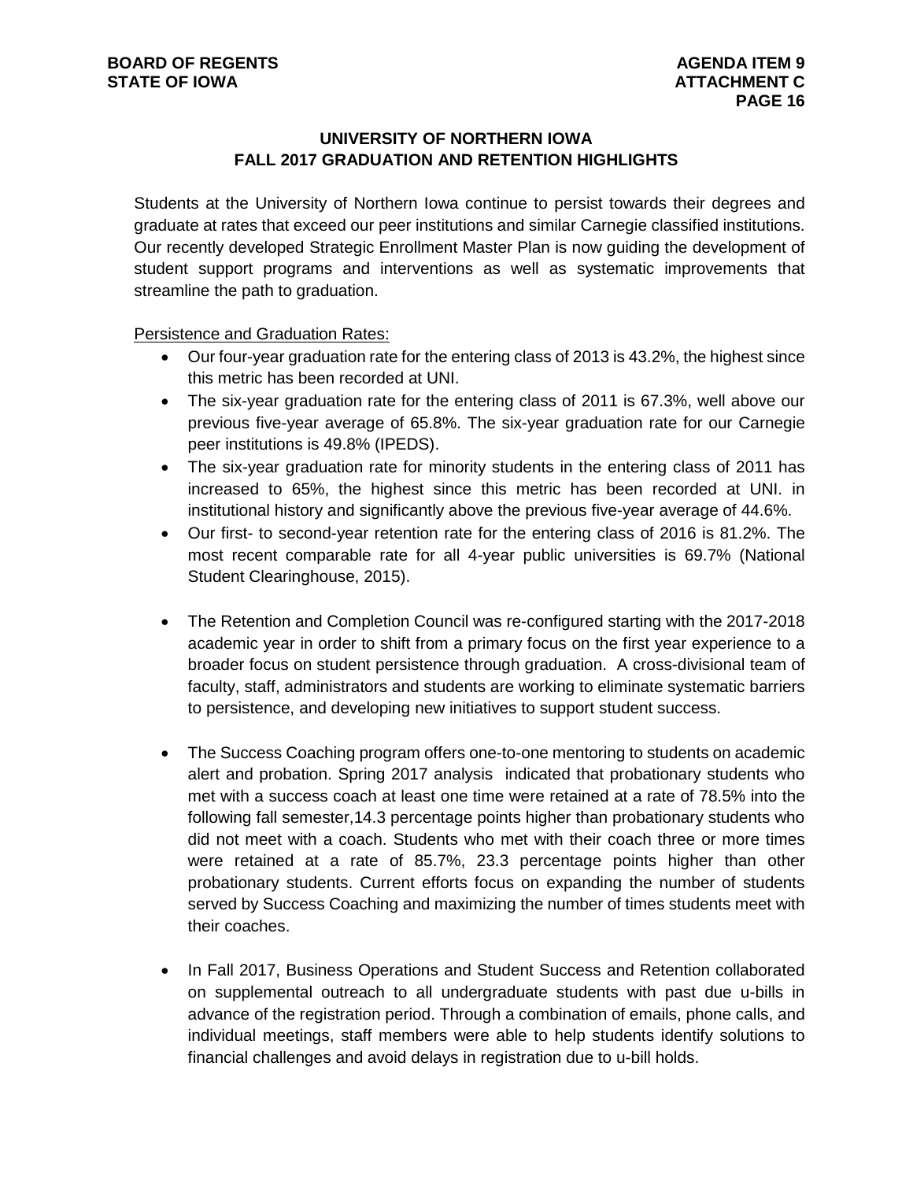## UNIVERSITY OF NORTHERN IOWA
## FALL 2017 GRADUATION AND RETENTION HIGHLIGHTS

Students at the University of Northern Iowa continue to persist towards their degrees and graduate at rates that exceed our peer institutions and similar Carnegie classified institutions. Our recently developed Strategic Enrollment Master Plan is now guiding the development of student support programs and interventions as well as systematic improvements that streamline the path to graduation.

Persistence and Graduation Rates:

- Our four-year graduation rate for the entering class of 2013 is 43.2%, the highest since this metric has been recorded at UNI.
- The six-year graduation rate for the entering class of 2011 is 67.3%, well above our previous five-year average of 65.8%. The six-year graduation rate for our Carnegie peer institutions is 49.8% (IPEDS).
- The six-year graduation rate for minority students in the entering class of 2011 has increased to 65%, the highest since this metric has been recorded at UNI. in institutional history and significantly above the previous five-year average of 44.6%.
- Our first- to second-year retention rate for the entering class of 2016 is 81.2%. The most recent comparable rate for all 4-year public universities is 69.7% (National Student Clearinghouse, 2015).

- The Retention and Completion Council was re-configured starting with the 2017-2018 academic year in order to shift from a primary focus on the first year experience to a broader focus on student persistence through graduation. A cross-divisional team of faculty, staff, administrators and students are working to eliminate systematic barriers to persistence, and developing new initiatives to support student success.

- The Success Coaching program offers one-to-one mentoring to students on academic alert and probation. Spring 2017 analysis indicated that probationary students who met with a success coach at least one time were retained at a rate of 78.5% into the following fall semester,14.3 percentage points higher than probationary students who did not meet with a coach. Students who met with their coach three or more times were retained at a rate of 85.7%, 23.3 percentage points higher than other probationary students. Current efforts focus on expanding the number of students served by Success Coaching and maximizing the number of times students meet with their coaches.

- In Fall 2017, Business Operations and Student Success and Retention collaborated on supplemental outreach to all undergraduate students with past due u-bills in advance of the registration period. Through a combination of emails, phone calls, and individual meetings, staff members were able to help students identify solutions to financial challenges and avoid delays in registration due to u-bill holds.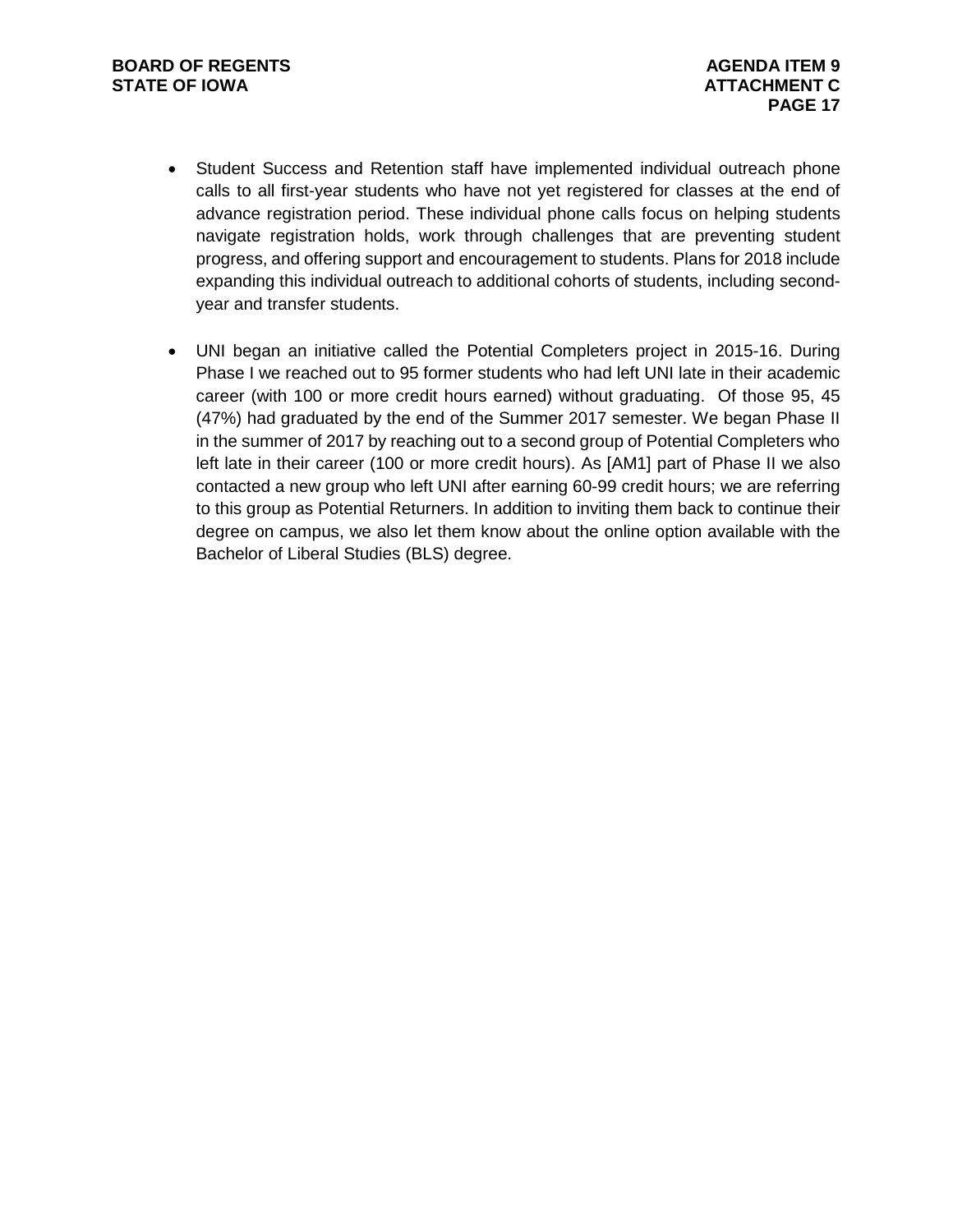- Student Success and Retention staff have implemented individual outreach phone calls to all first-year students who have not yet registered for classes at the end of advance registration period. These individual phone calls focus on helping students navigate registration holds, work through challenges that are preventing student progress, and offering support and encouragement to students. Plans for 2018 include expanding this individual outreach to additional cohorts of students, including second-year and transfer students.

- UNI began an initiative called the Potential Completers project in 2015-16. During Phase I we reached out to 95 former students who had left UNI late in their academic career (with 100 or more credit hours earned) without graduating. Of those 95, 45 (47%) had graduated by the end of the Summer 2017 semester. We began Phase II in the summer of 2017 by reaching out to a second group of Potential Completers who left late in their career (100 or more credit hours). As [AM1] part of Phase II we also contacted a new group who left UNI after earning 60-99 credit hours; we are referring to this group as Potential Returners. In addition to inviting them back to continue their degree on campus, we also let them know about the online option available with the Bachelor of Liberal Studies (BLS) degree.